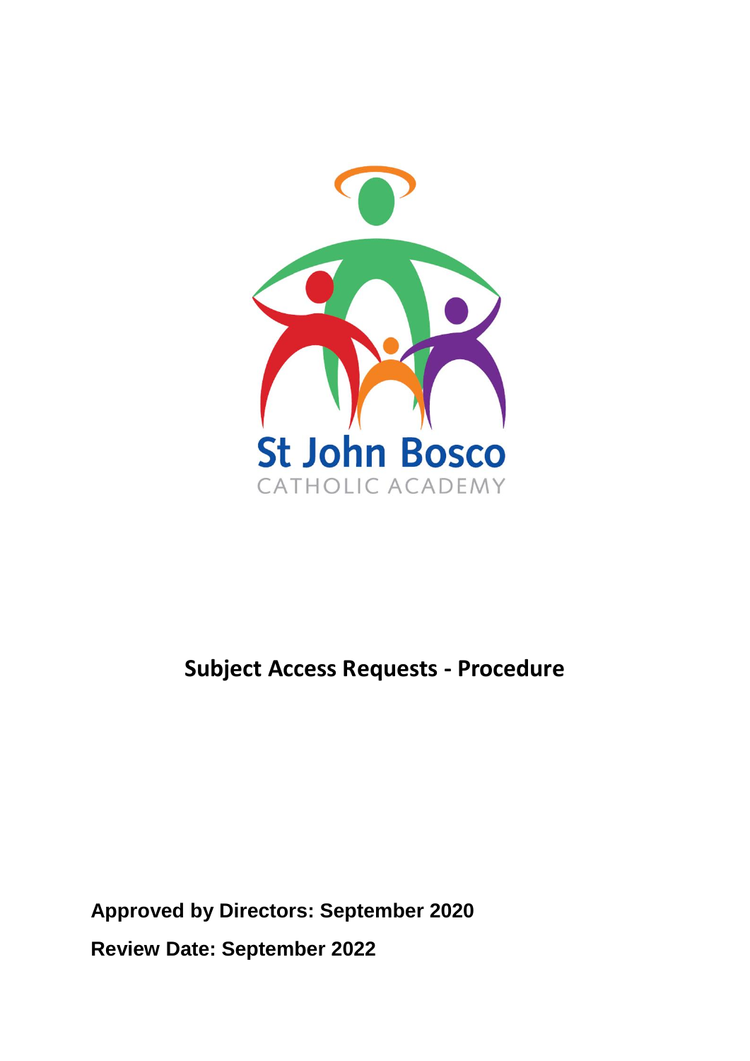St John Bosco

CATHOLIC ACADEMY

# Subject Access Requests - Procedure

**Approved by Directors: September 2020**

**Review Date: September 2022**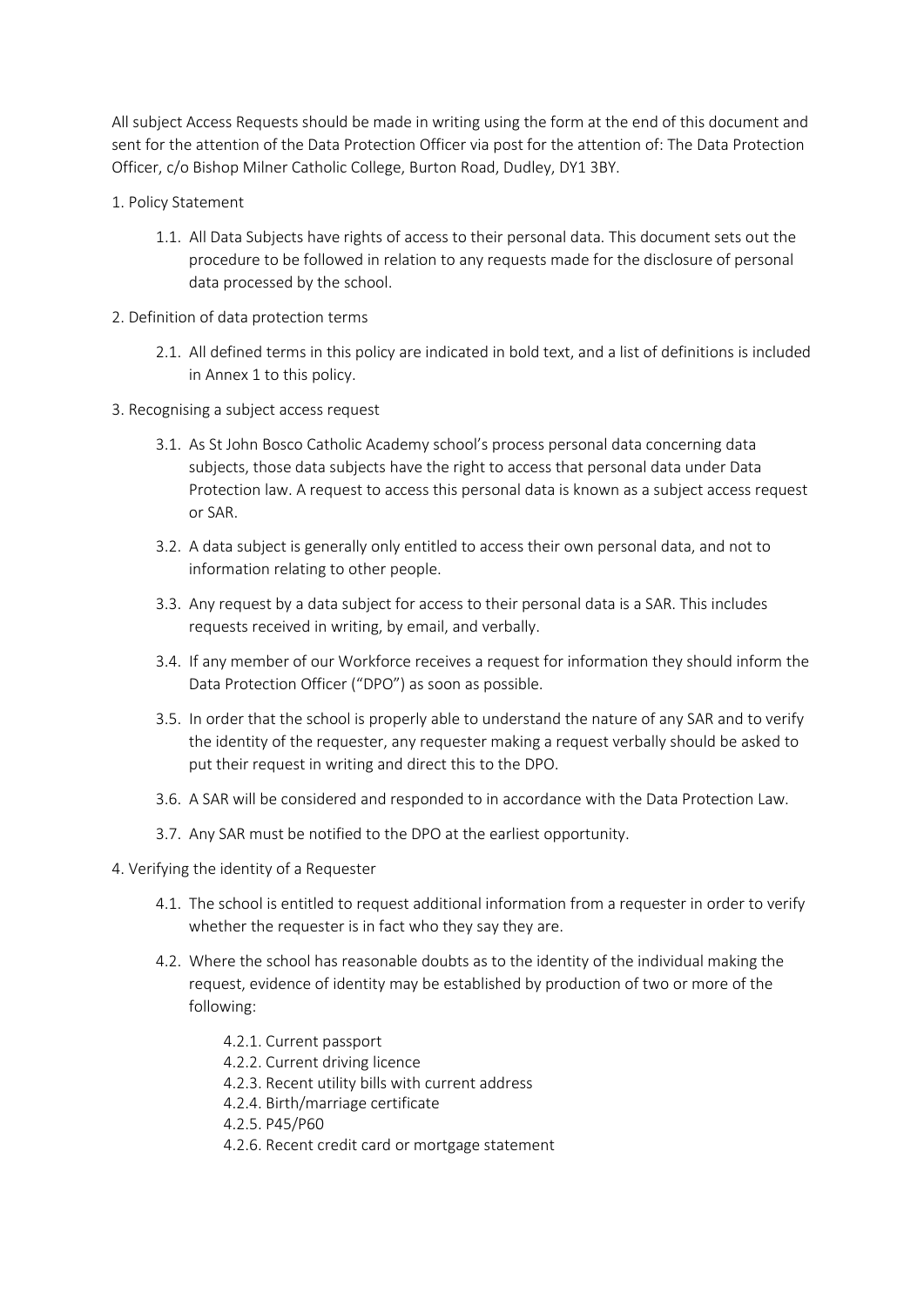All subject Access Requests should be made in writing using the form at the end of this document and sent for the attention of the Data Protection Officer via post for the attention of: The Data Protection Officer, c/o Bishop Milner Catholic College, Burton Road, Dudley, DY1 3BY.

## 1. Policy Statement

1.1. All Data Subjects have rights of access to their personal data. This document sets out the procedure to be followed in relation to any requests made for the disclosure of personal data processed by the school.

## 2. Definition of data protection terms

2.1. All defined terms in this policy are indicated in bold text, and a list of definitions is included in Annex 1 to this policy.

## 3. Recognising a subject access request

3.1. As St John Bosco Catholic Academy school's process personal data concerning data subjects, those data subjects have the right to access that personal data under Data Protection law. A request to access this personal data is known as a subject access request or SAR.

3.2. A data subject is generally only entitled to access their own personal data, and not to information relating to other people.

3.3. Any request by a data subject for access to their personal data is a SAR. This includes requests received in writing, by email, and verbally.

3.4. If any member of our Workforce receives a request for information they should inform the Data Protection Officer ("DPO") as soon as possible.

3.5. In order that the school is properly able to understand the nature of any SAR and to verify the identity of the requester, any requester making a request verbally should be asked to put their request in writing and direct this to the DPO.

3.6. A SAR will be considered and responded to in accordance with the Data Protection Law.

3.7. Any SAR must be notified to the DPO at the earliest opportunity.

## 4. Verifying the identity of a Requester

4.1. The school is entitled to request additional information from a requester in order to verify whether the requester is in fact who they say they are.

4.2. Where the school has reasonable doubts as to the identity of the individual making the request, evidence of identity may be established by production of two or more of the following:

4.2.1. Current passport
4.2.2. Current driving licence
4.2.3. Recent utility bills with current address
4.2.4. Birth/marriage certificate
4.2.5. P45/P60
4.2.6. Recent credit card or mortgage statement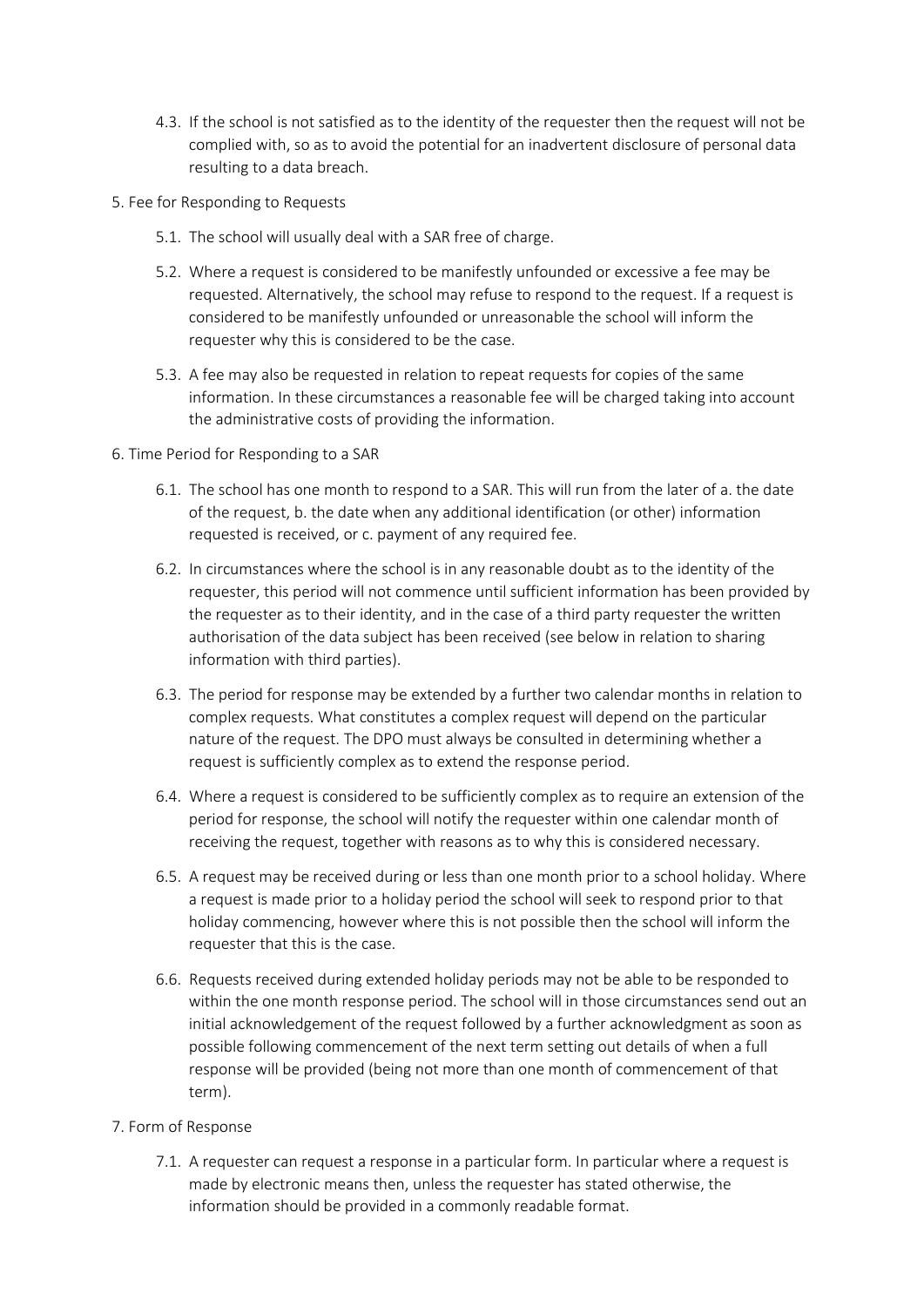4.3. If the school is not satisfied as to the identity of the requester then the request will not be complied with, so as to avoid the potential for an inadvertent disclosure of personal data resulting to a data breach.

## 5. Fee for Responding to Requests

5.1. The school will usually deal with a SAR free of charge.

5.2. Where a request is considered to be manifestly unfounded or excessive a fee may be requested. Alternatively, the school may refuse to respond to the request. If a request is considered to be manifestly unfounded or unreasonable the school will inform the requester why this is considered to be the case.

5.3. A fee may also be requested in relation to repeat requests for copies of the same information. In these circumstances a reasonable fee will be charged taking into account the administrative costs of providing the information.

## 6. Time Period for Responding to a SAR

6.1. The school has one month to respond to a SAR. This will run from the later of a. the date of the request, b. the date when any additional identification (or other) information requested is received, or c. payment of any required fee.

6.2. In circumstances where the school is in any reasonable doubt as to the identity of the requester, this period will not commence until sufficient information has been provided by the requester as to their identity, and in the case of a third party requester the written authorisation of the data subject has been received (see below in relation to sharing information with third parties).

6.3. The period for response may be extended by a further two calendar months in relation to complex requests. What constitutes a complex request will depend on the particular nature of the request. The DPO must always be consulted in determining whether a request is sufficiently complex as to extend the response period.

6.4. Where a request is considered to be sufficiently complex as to require an extension of the period for response, the school will notify the requester within one calendar month of receiving the request, together with reasons as to why this is considered necessary.

6.5. A request may be received during or less than one month prior to a school holiday. Where a request is made prior to a holiday period the school will seek to respond prior to that holiday commencing, however where this is not possible then the school will inform the requester that this is the case.

6.6. Requests received during extended holiday periods may not be able to be responded to within the one month response period. The school will in those circumstances send out an initial acknowledgement of the request followed by a further acknowledgment as soon as possible following commencement of the next term setting out details of when a full response will be provided (being not more than one month of commencement of that term).

## 7. Form of Response

7.1. A requester can request a response in a particular form. In particular where a request is made by electronic means then, unless the requester has stated otherwise, the information should be provided in a commonly readable format.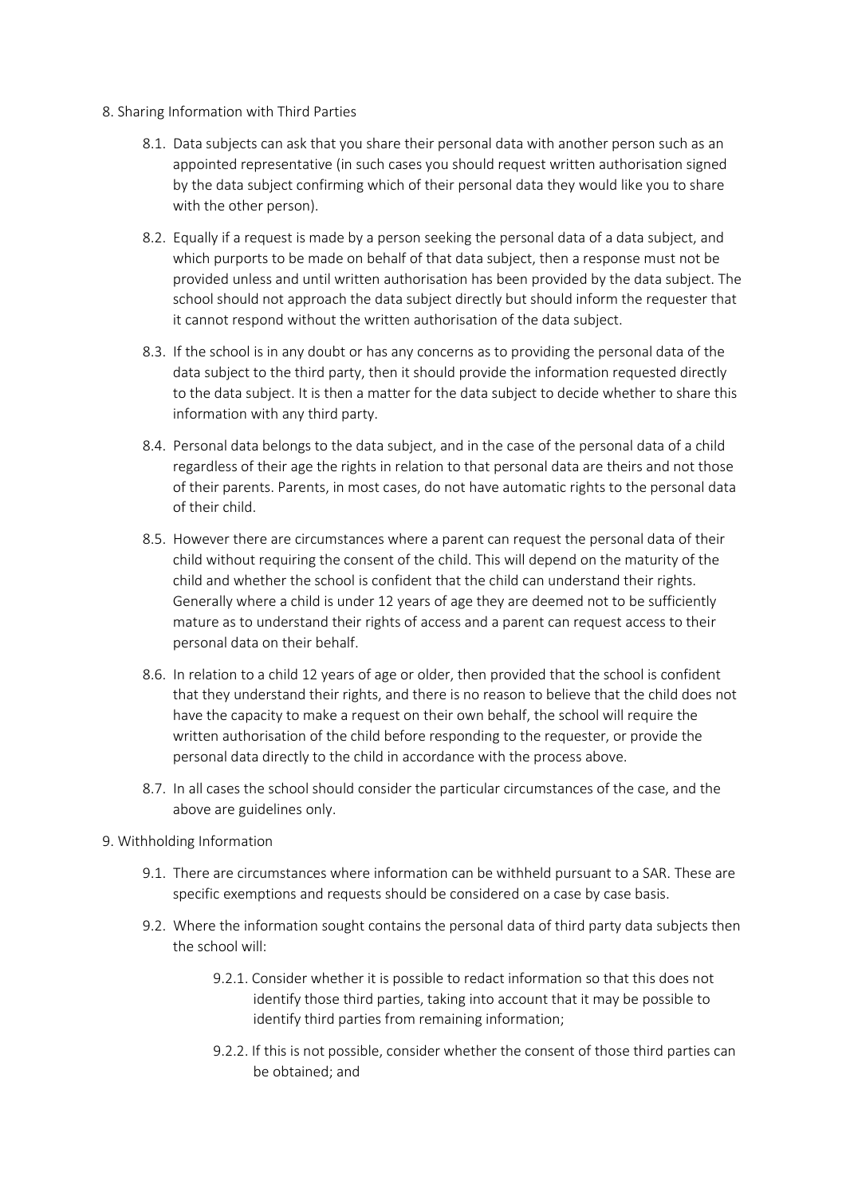## 8. Sharing Information with Third Parties

8.1. Data subjects can ask that you share their personal data with another person such as an appointed representative (in such cases you should request written authorisation signed by the data subject confirming which of their personal data they would like you to share with the other person).

8.2. Equally if a request is made by a person seeking the personal data of a data subject, and which purports to be made on behalf of that data subject, then a response must not be provided unless and until written authorisation has been provided by the data subject. The school should not approach the data subject directly but should inform the requester that it cannot respond without the written authorisation of the data subject.

8.3. If the school is in any doubt or has any concerns as to providing the personal data of the data subject to the third party, then it should provide the information requested directly to the data subject. It is then a matter for the data subject to decide whether to share this information with any third party.

8.4. Personal data belongs to the data subject, and in the case of the personal data of a child regardless of their age the rights in relation to that personal data are theirs and not those of their parents. Parents, in most cases, do not have automatic rights to the personal data of their child.

8.5. However there are circumstances where a parent can request the personal data of their child without requiring the consent of the child. This will depend on the maturity of the child and whether the school is confident that the child can understand their rights. Generally where a child is under 12 years of age they are deemed not to be sufficiently mature as to understand their rights of access and a parent can request access to their personal data on their behalf.

8.6. In relation to a child 12 years of age or older, then provided that the school is confident that they understand their rights, and there is no reason to believe that the child does not have the capacity to make a request on their own behalf, the school will require the written authorisation of the child before responding to the requester, or provide the personal data directly to the child in accordance with the process above.

8.7. In all cases the school should consider the particular circumstances of the case, and the above are guidelines only.

## 9. Withholding Information

9.1. There are circumstances where information can be withheld pursuant to a SAR. These are specific exemptions and requests should be considered on a case by case basis.

9.2. Where the information sought contains the personal data of third party data subjects then the school will:

9.2.1. Consider whether it is possible to redact information so that this does not identify those third parties, taking into account that it may be possible to identify third parties from remaining information;

9.2.2. If this is not possible, consider whether the consent of those third parties can be obtained; and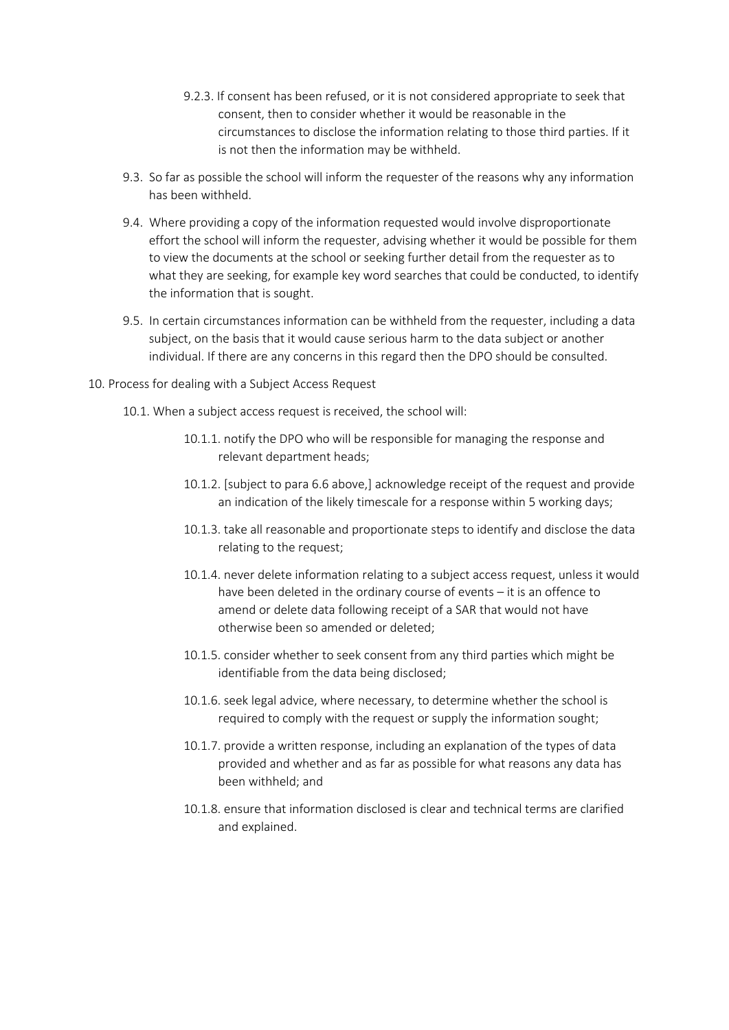9.2.3. If consent has been refused, or it is not considered appropriate to seek that consent, then to consider whether it would be reasonable in the circumstances to disclose the information relating to those third parties. If it is not then the information may be withheld.

9.3. So far as possible the school will inform the requester of the reasons why any information has been withheld.

9.4. Where providing a copy of the information requested would involve disproportionate effort the school will inform the requester, advising whether it would be possible for them to view the documents at the school or seeking further detail from the requester as to what they are seeking, for example key word searches that could be conducted, to identify the information that is sought.

9.5. In certain circumstances information can be withheld from the requester, including a data subject, on the basis that it would cause serious harm to the data subject or another individual. If there are any concerns in this regard then the DPO should be consulted.

10. Process for dealing with a Subject Access Request

10.1. When a subject access request is received, the school will:

10.1.1. notify the DPO who will be responsible for managing the response and relevant department heads;

10.1.2. [subject to para 6.6 above,] acknowledge receipt of the request and provide an indication of the likely timescale for a response within 5 working days;

10.1.3. take all reasonable and proportionate steps to identify and disclose the data relating to the request;

10.1.4. never delete information relating to a subject access request, unless it would have been deleted in the ordinary course of events – it is an offence to amend or delete data following receipt of a SAR that would not have otherwise been so amended or deleted;

10.1.5. consider whether to seek consent from any third parties which might be identifiable from the data being disclosed;

10.1.6. seek legal advice, where necessary, to determine whether the school is required to comply with the request or supply the information sought;

10.1.7. provide a written response, including an explanation of the types of data provided and whether and as far as possible for what reasons any data has been withheld; and

10.1.8. ensure that information disclosed is clear and technical terms are clarified and explained.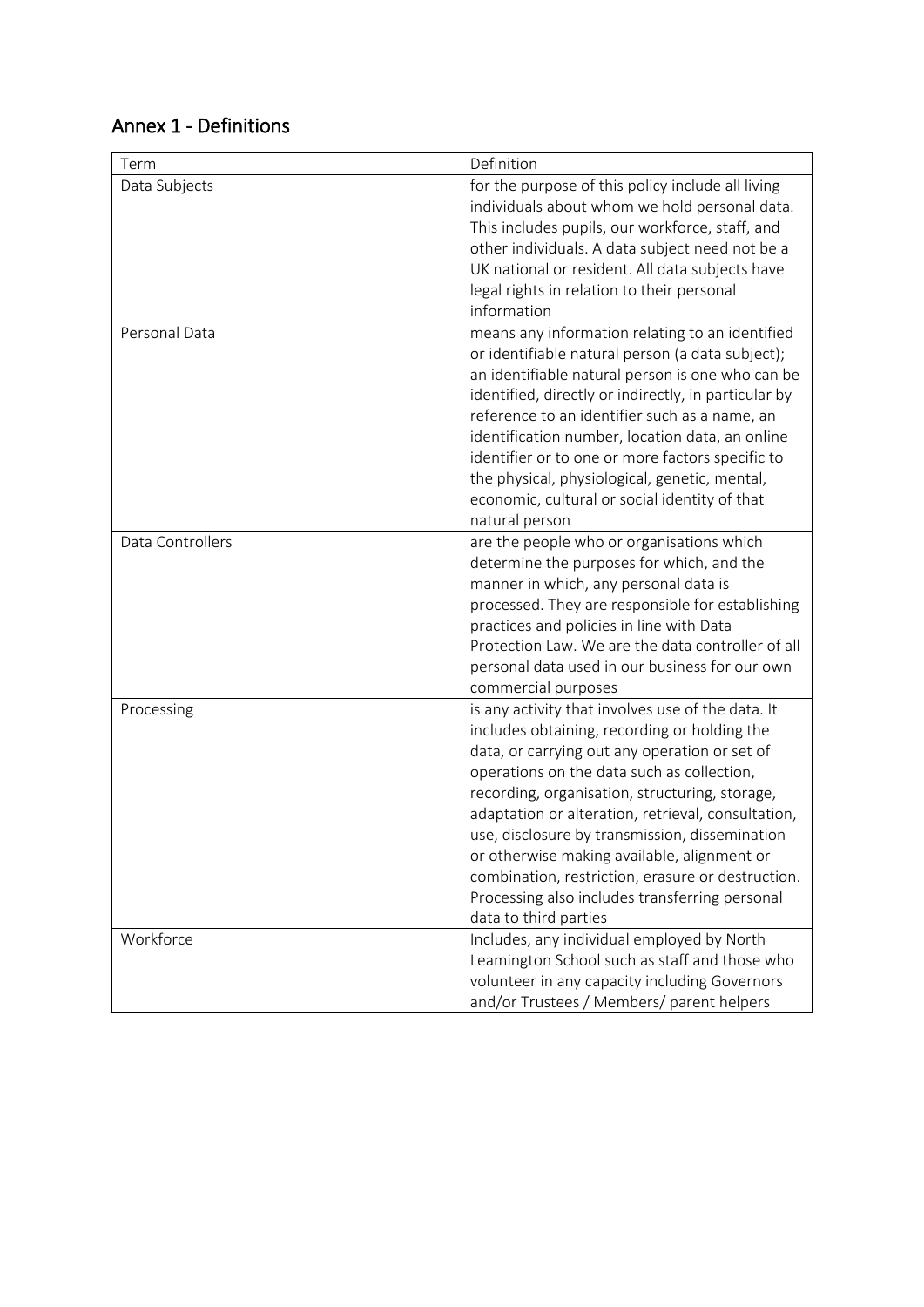## Annex 1 - Definitions

| Term | Definition |
| --- | --- |
| Data Subjects | for the purpose of this policy include all living individuals about whom we hold personal data. This includes pupils, our workforce, staff, and other individuals. A data subject need not be a UK national or resident. All data subjects have legal rights in relation to their personal information |
| Personal Data | means any information relating to an identified or identifiable natural person (a data subject); an identifiable natural person is one who can be identified, directly or indirectly, in particular by reference to an identifier such as a name, an identification number, location data, an online identifier or to one or more factors specific to the physical, physiological, genetic, mental, economic, cultural or social identity of that natural person |
| Data Controllers | are the people who or organisations which determine the purposes for which, and the manner in which, any personal data is processed. They are responsible for establishing practices and policies in line with Data Protection Law. We are the data controller of all personal data used in our business for our own commercial purposes |
| Processing | is any activity that involves use of the data. It includes obtaining, recording or holding the data, or carrying out any operation or set of operations on the data such as collection, recording, organisation, structuring, storage, adaptation or alteration, retrieval, consultation, use, disclosure by transmission, dissemination or otherwise making available, alignment or combination, restriction, erasure or destruction. Processing also includes transferring personal data to third parties |
| Workforce | Includes, any individual employed by North Leamington School such as staff and those who volunteer in any capacity including Governors and/or Trustees / Members/ parent helpers |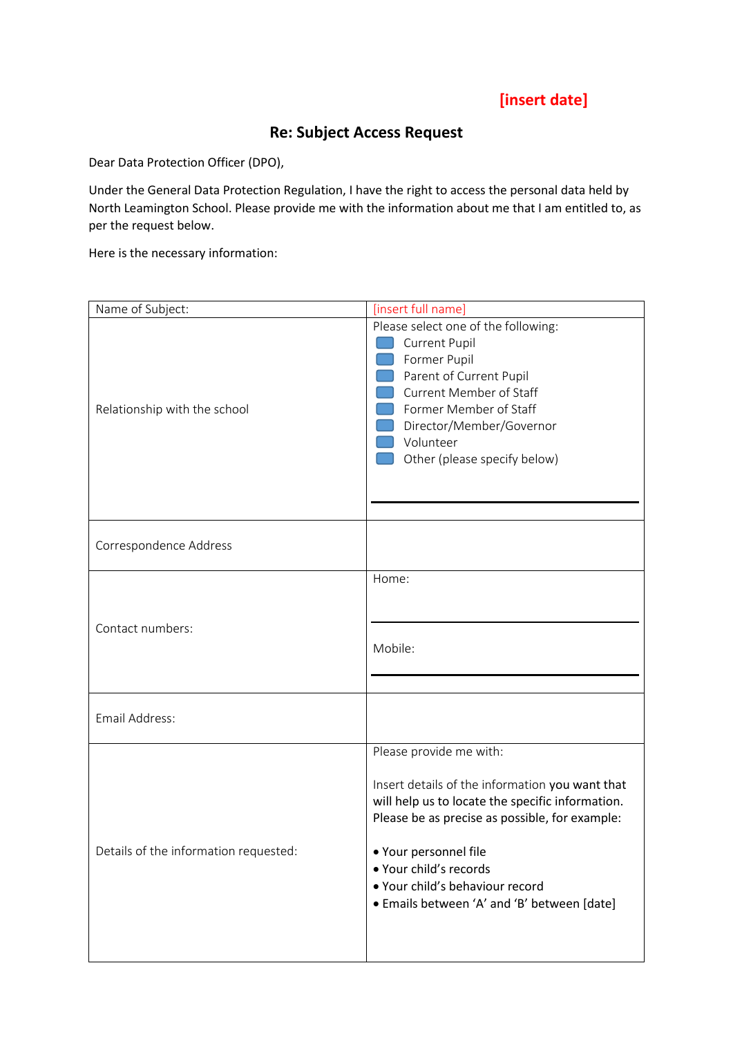[insert date]

## Re: Subject Access Request

Dear Data Protection Officer (DPO),

Under the General Data Protection Regulation, I have the right to access the personal data held by North Leamington School. Please provide me with the information about me that I am entitled to, as per the request below.

Here is the necessary information:

| Name of Subject: | [insert full name] |
|---|---|
| Relationship with the school | Please select one of the following:<br>☐ Current Pupil<br>☐ Former Pupil<br>☐ Parent of Current Pupil<br>☐ Current Member of Staff<br>☐ Former Member of Staff<br>☐ Director/Member/Governor<br>☐ Volunteer<br>☐ Other (please specify below)<br>\_\_\_\_\_\_\_\_\_\_\_\_\_\_\_\_\_\_\_\_ |
| Correspondence Address | |
| Contact numbers: | Home:<br>\_\_\_\_\_\_\_\_\_\_\_\_\_\_\_\_\_\_\_\_<br>Mobile:<br>\_\_\_\_\_\_\_\_\_\_\_\_\_\_\_\_\_\_\_\_ |
| Email Address: | |
| Details of the information requested: | Please provide me with:<br><br>Insert details of the information you want that will help us to locate the specific information. Please be as precise as possible, for example:<br><br>• Your personnel file<br>• Your child's records<br>• Your child's behaviour record<br>• Emails between 'A' and 'B' between [date] |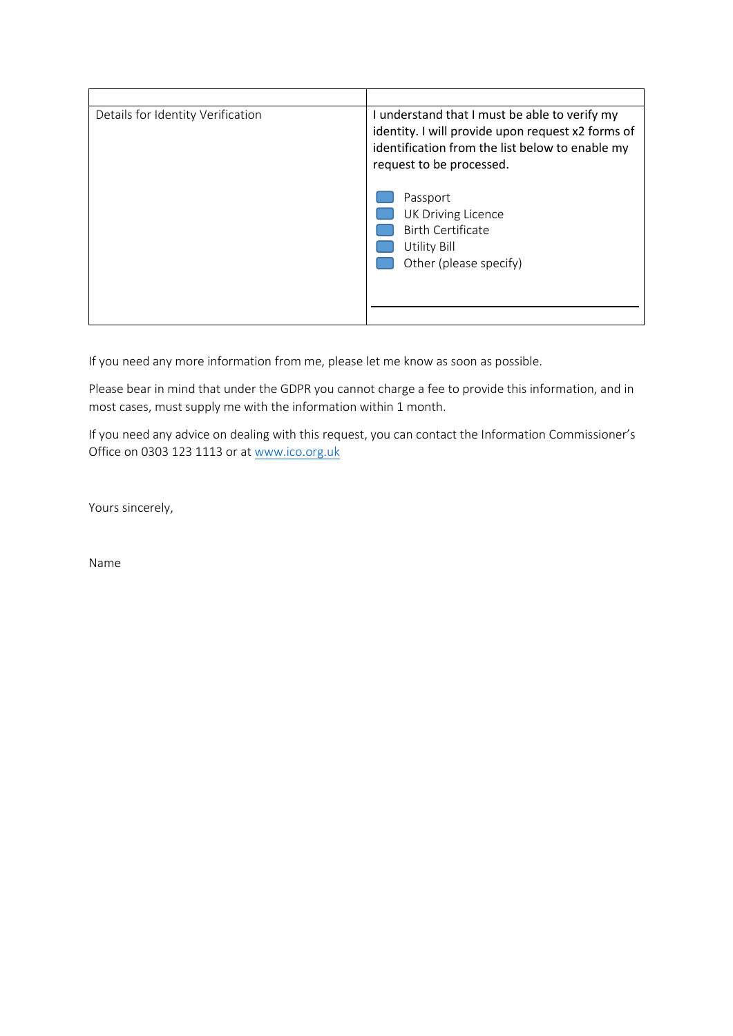| | |
|---|---|
| Details for Identity Verification | I understand that I must be able to verify my identity. I will provide upon request x2 forms of identification from the list below to enable my request to be processed.<br><br>☐ Passport<br>☐ UK Driving Licence<br>☐ Birth Certificate<br>☐ Utility Bill<br>☐ Other (please specify)<br><br>\_\_\_\_\_\_\_\_\_\_\_\_\_\_\_\_\_\_\_\_\_\_\_\_\_\_\_\_\_\_ |

If you need any more information from me, please let me know as soon as possible.

Please bear in mind that under the GDPR you cannot charge a fee to provide this information, and in most cases, must supply me with the information within 1 month.

If you need any advice on dealing with this request, you can contact the Information Commissioner's Office on 0303 123 1113 or at www.ico.org.uk

Yours sincerely,

Name